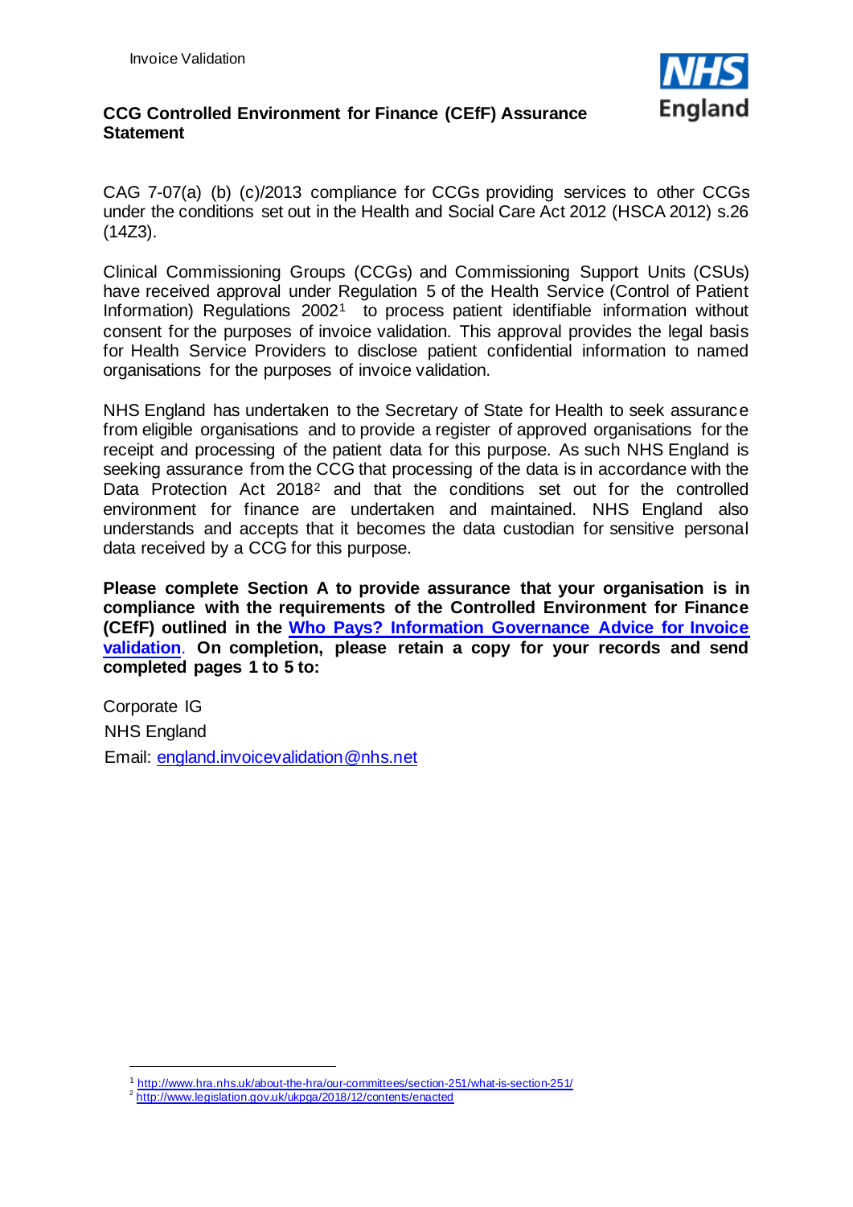# CCG Controlled Environment for Finance (CEfF) Assurance Statement

CAG 7-07(a) (b) (c)/2013 compliance for CCGs providing services to other CCGs under the conditions set out in the Health and Social Care Act 2012 (HSCA 2012) s.26 (14Z3).

Clinical Commissioning Groups (CCGs) and Commissioning Support Units (CSUs) have received approval under Regulation 5 of the Health Service (Control of Patient Information) Regulations 2002[1] to process patient identifiable information without consent for the purposes of invoice validation. This approval provides the legal basis for Health Service Providers to disclose patient confidential information to named organisations for the purposes of invoice validation.

NHS England has undertaken to the Secretary of State for Health to seek assurance from eligible organisations and to provide a register of approved organisations for the receipt and processing of the patient data for this purpose. As such NHS England is seeking assurance from the CCG that processing of the data is in accordance with the Data Protection Act 2018[2] and that the conditions set out for the controlled environment for finance are undertaken and maintained. NHS England also understands and accepts that it becomes the data custodian for sensitive personal data received by a CCG for this purpose.

**Please complete Section A to provide assurance that your organisation is in compliance with the requirements of the Controlled Environment for Finance (CEfF) outlined in the [Who Pays? Information Governance Advice for Invoice validation](). On completion, please retain a copy for your records and send completed pages 1 to 5 to:**

Corporate IG

NHS England

Email: england.invoicevalidation@nhs.net

---

[1] http://www.hra.nhs.uk/about-the-hra/our-committees/section-251/what-is-section-251/

[2] http://www.legislation.gov.uk/ukpga/2018/12/contents/enacted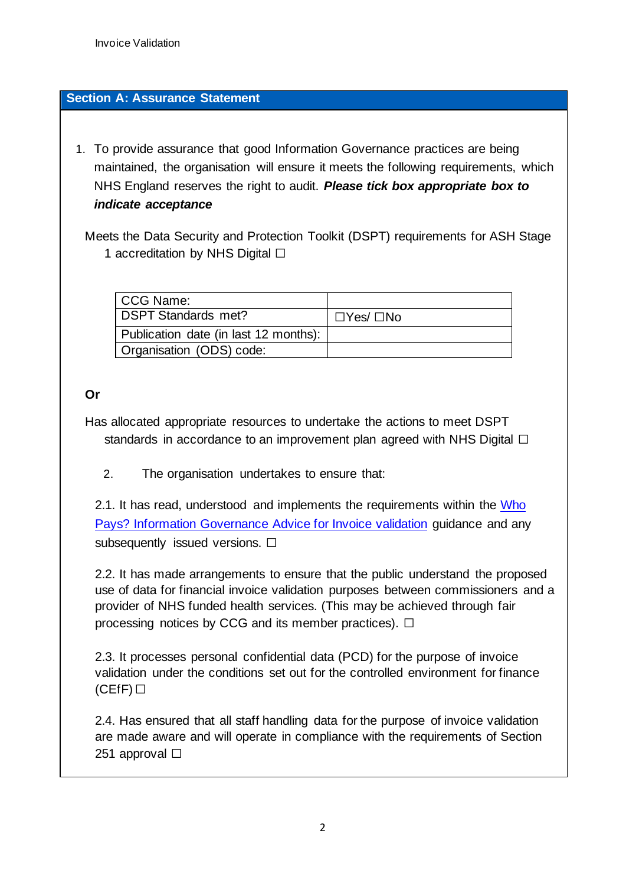## Section A: Assurance Statement

1. To provide assurance that good Information Governance practices are being maintained, the organisation will ensure it meets the following requirements, which NHS England reserves the right to audit. ***Please tick box appropriate box to indicate acceptance***

Meets the Data Security and Protection Toolkit (DSPT) requirements for ASH Stage 1 accreditation by NHS Digital ☐

| CCG Name: | |
|---|---|
| DSPT Standards met? | ☐Yes/ ☐No |
| Publication date (in last 12 months): | |
| Organisation (ODS) code: | |

**Or**

Has allocated appropriate resources to undertake the actions to meet DSPT standards in accordance to an improvement plan agreed with NHS Digital ☐

2. The organisation undertakes to ensure that:

2.1. It has read, understood and implements the requirements within the [Who Pays? Information Governance Advice for Invoice validation] guidance and any subsequently issued versions. ☐

2.2. It has made arrangements to ensure that the public understand the proposed use of data for financial invoice validation purposes between commissioners and a provider of NHS funded health services. (This may be achieved through fair processing notices by CCG and its member practices). ☐

2.3. It processes personal confidential data (PCD) for the purpose of invoice validation under the conditions set out for the controlled environment for finance (CEfF) ☐

2.4. Has ensured that all staff handling data for the purpose of invoice validation are made aware and will operate in compliance with the requirements of Section 251 approval ☐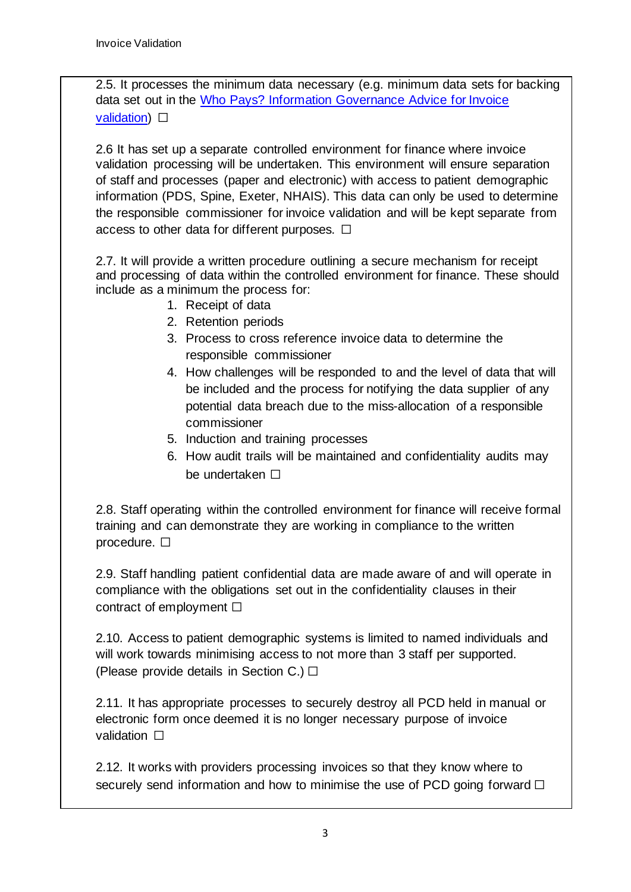2.5. It processes the minimum data necessary (e.g. minimum data sets for backing data set out in the [Who Pays? Information Governance Advice for Invoice validation](#)) ☐

2.6 It has set up a separate controlled environment for finance where invoice validation processing will be undertaken. This environment will ensure separation of staff and processes (paper and electronic) with access to patient demographic information (PDS, Spine, Exeter, NHAIS). This data can only be used to determine the responsible commissioner for invoice validation and will be kept separate from access to other data for different purposes. ☐

2.7. It will provide a written procedure outlining a secure mechanism for receipt and processing of data within the controlled environment for finance. These should include as a minimum the process for:

1. Receipt of data
2. Retention periods
3. Process to cross reference invoice data to determine the responsible commissioner
4. How challenges will be responded to and the level of data that will be included and the process for notifying the data supplier of any potential data breach due to the miss-allocation of a responsible commissioner
5. Induction and training processes
6. How audit trails will be maintained and confidentiality audits may be undertaken ☐

2.8. Staff operating within the controlled environment for finance will receive formal training and can demonstrate they are working in compliance to the written procedure. ☐

2.9. Staff handling patient confidential data are made aware of and will operate in compliance with the obligations set out in the confidentiality clauses in their contract of employment ☐

2.10. Access to patient demographic systems is limited to named individuals and will work towards minimising access to not more than 3 staff per supported. (Please provide details in Section C.) ☐

2.11. It has appropriate processes to securely destroy all PCD held in manual or electronic form once deemed it is no longer necessary purpose of invoice validation ☐

2.12. It works with providers processing invoices so that they know where to securely send information and how to minimise the use of PCD going forward ☐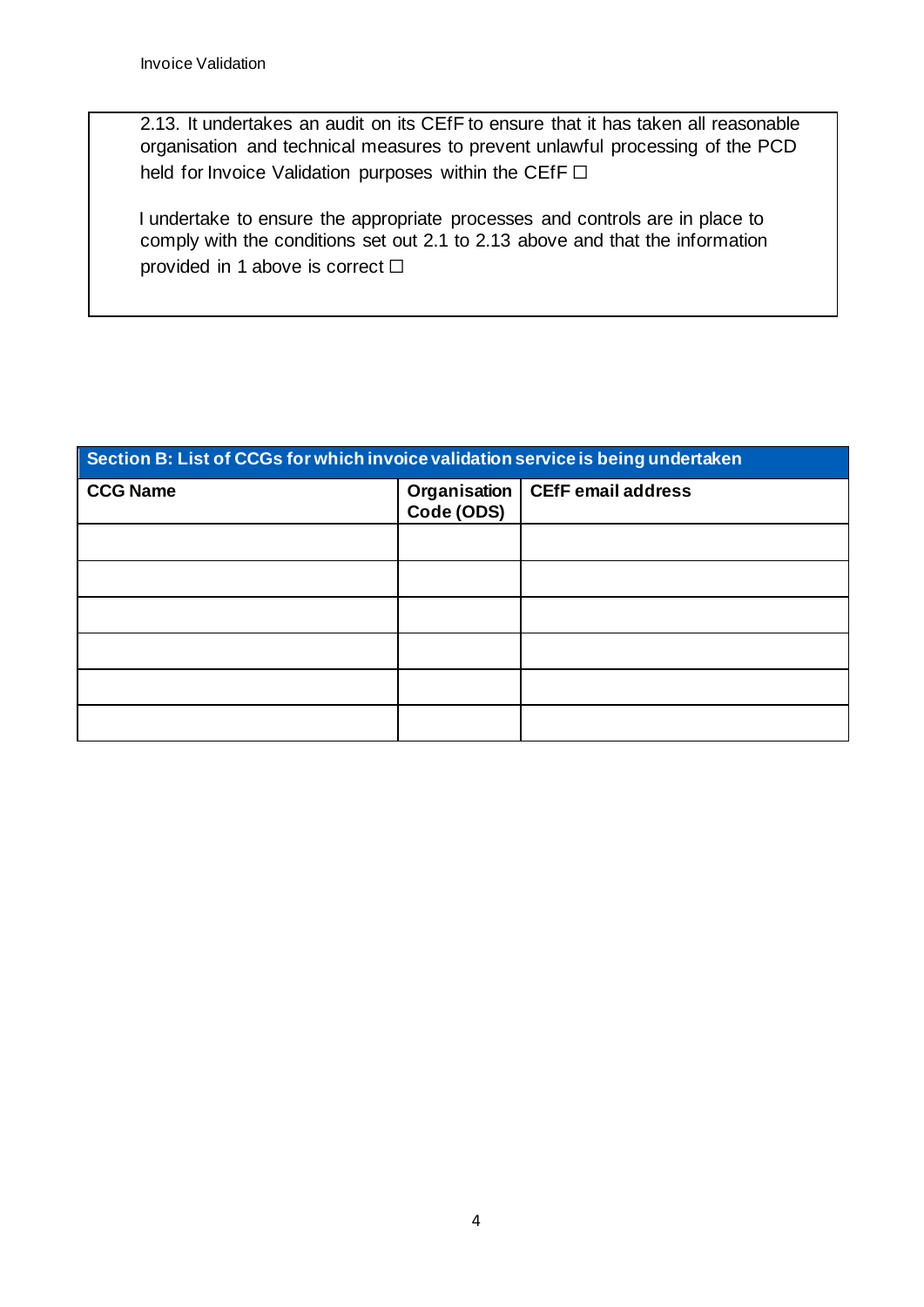2.13. It undertakes an audit on its CEfF to ensure that it has taken all reasonable organisation and technical measures to prevent unlawful processing of the PCD held for Invoice Validation purposes within the CEfF ☐

I undertake to ensure the appropriate processes and controls are in place to comply with the conditions set out 2.1 to 2.13 above and that the information provided in 1 above is correct ☐

| Section B: List of CCGs for which invoice validation service is being undertaken | | |
|---|---|---|
| **CCG Name** | **Organisation Code (ODS)** | **CEfF email address** |
| | | |
| | | |
| | | |
| | | |
| | | |
| | | |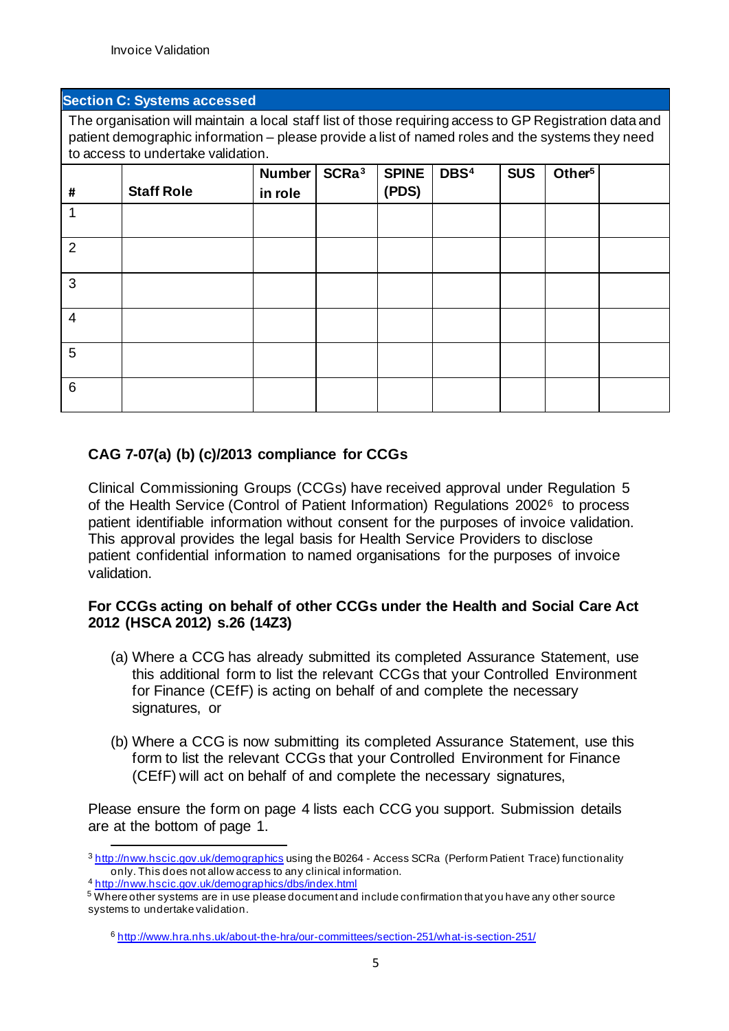## Section C: Systems accessed

The organisation will maintain a local staff list of those requiring access to GP Registration data and patient demographic information – please provide a list of named roles and the systems they need to access to undertake validation.

| # | Staff Role | Number in role | SCRa[3] | SPINE (PDS) | DBS[4] | SUS | Other[5] | |
|---|---|---|---|---|---|---|---|---|
| 1 | | | | | | | | |
| 2 | | | | | | | | |
| 3 | | | | | | | | |
| 4 | | | | | | | | |
| 5 | | | | | | | | |
| 6 | | | | | | | | |

### CAG 7-07(a) (b) (c)/2013 compliance for CCGs

Clinical Commissioning Groups (CCGs) have received approval under Regulation 5 of the Health Service (Control of Patient Information) Regulations 2002[6] to process patient identifiable information without consent for the purposes of invoice validation. This approval provides the legal basis for Health Service Providers to disclose patient confidential information to named organisations for the purposes of invoice validation.

**For CCGs acting on behalf of other CCGs under the Health and Social Care Act 2012 (HSCA 2012) s.26 (14Z3)**

(a) Where a CCG has already submitted its completed Assurance Statement, use this additional form to list the relevant CCGs that your Controlled Environment for Finance (CEfF) is acting on behalf of and complete the necessary signatures, or

(b) Where a CCG is now submitting its completed Assurance Statement, use this form to list the relevant CCGs that your Controlled Environment for Finance (CEfF) will act on behalf of and complete the necessary signatures,

Please ensure the form on page 4 lists each CCG you support. Submission details are at the bottom of page 1.

---

[3] http://nww.hscic.gov.uk/demographics using the B0264 - Access SCRa (Perform Patient Trace) functionality only. This does not allow access to any clinical information.

[4] http://nww.hscic.gov.uk/demographics/dbs/index.html

[5] Where other systems are in use please document and include confirmation that you have any other source systems to undertake validation.

[6] http://www.hra.nhs.uk/about-the-hra/our-committees/section-251/what-is-section-251/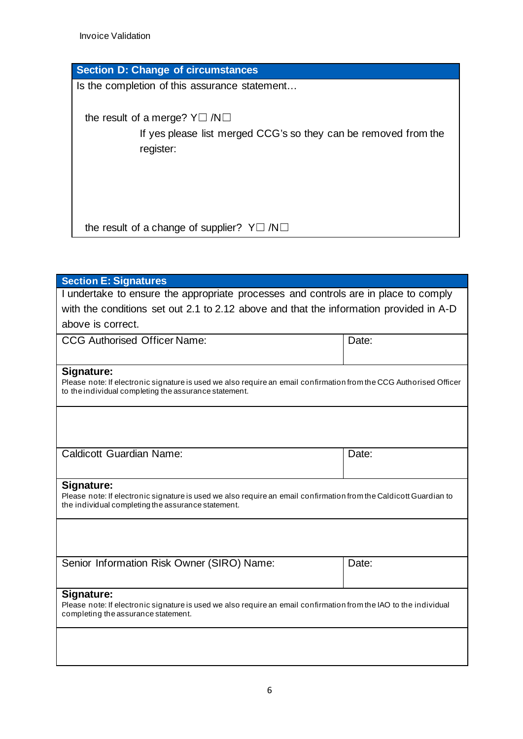## Section D: Change of circumstances

Is the completion of this assurance statement…

the result of a merge? Y☐ /N☐

If yes please list merged CCG's so they can be removed from the register:

the result of a change of supplier? Y☐ /N☐

## Section E: Signatures

I undertake to ensure the appropriate processes and controls are in place to comply with the conditions set out 2.1 to 2.12 above and that the information provided in A-D above is correct.

| CCG Authorised Officer Name: | Date: |
|---|---|
| **Signature:**<br>Please note: If electronic signature is used we also require an email confirmation from the CCG Authorised Officer to the individual completing the assurance statement. | |
| | |

| Caldicott Guardian Name: | Date: |
|---|---|
| **Signature:**<br>Please note: If electronic signature is used we also require an email confirmation from the Caldicott Guardian to the individual completing the assurance statement. | |
| | |

| Senior Information Risk Owner (SIRO) Name: | Date: |
|---|---|
| **Signature:**<br>Please note: If electronic signature is used we also require an email confirmation from the IAO to the individual completing the assurance statement. | |
| | |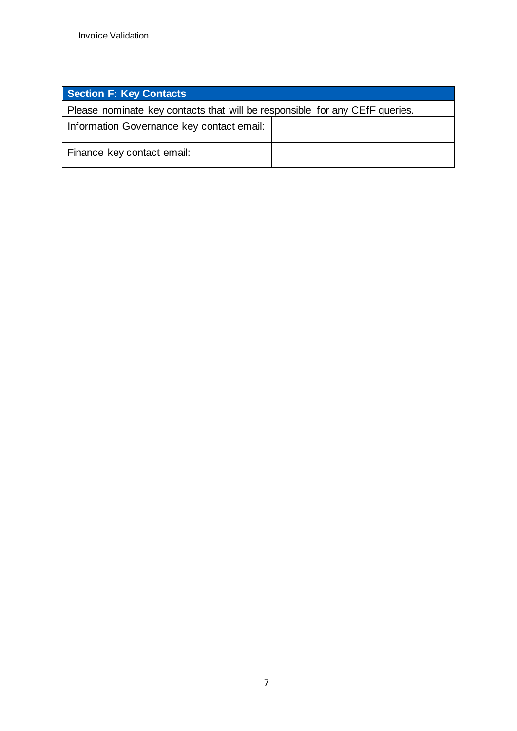| Section F: Key Contacts | |
|---|---|
| Please nominate key contacts that will be responsible for any CEfF queries. | |
| Information Governance key contact email: | |
| Finance key contact email: | |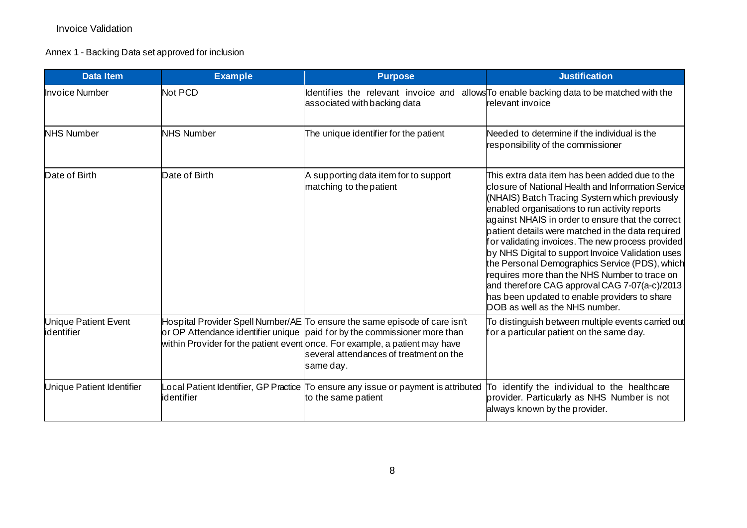Invoice Validation

Annex 1 - Backing Data set approved for inclusion

| Data Item | Example | Purpose | Justification |
|---|---|---|---|
| Invoice Number | Not PCD | Identifies the relevant invoice and allows associated with backing data | To enable backing data to be matched with the relevant invoice |
| NHS Number | NHS Number | The unique identifier for the patient | Needed to determine if the individual is the responsibility of the commissioner |
| Date of Birth | Date of Birth | A supporting data item for to support matching to the patient | This extra data item has been added due to the closure of National Health and Information Service (NHAIS) Batch Tracing System which previously enabled organisations to run activity reports against NHAIS in order to ensure that the correct patient details were matched in the data required for validating invoices. The new process provided by NHS Digital to support Invoice Validation uses the Personal Demographics Service (PDS), which requires more than the NHS Number to trace on and therefore CAG approval CAG 7-07(a-c)/2013 has been updated to enable providers to share DOB as well as the NHS number. |
| Unique Patient Event identifier | Hospital Provider Spell Number/AE or OP Attendance identifier unique within Provider for the patient event | To ensure the same episode of care isn't paid for by the commissioner more than once. For example, a patient may have several attendances of treatment on the same day. | To distinguish between multiple events carried out for a particular patient on the same day. |
| Unique Patient Identifier | Local Patient Identifier, GP Practice identifier | To ensure any issue or payment is attributed to the same patient | To identify the individual to the healthcare provider. Particularly as NHS Number is not always known by the provider. |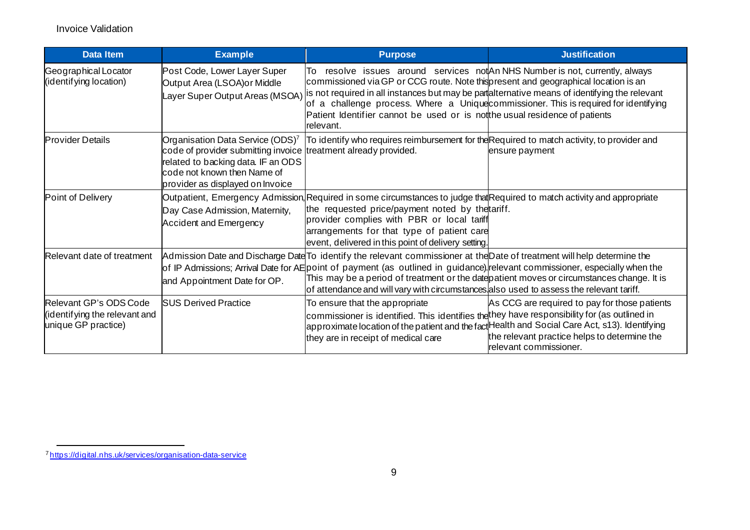Invoice Validation

| Data Item | Example | Purpose | Justification |
| --- | --- | --- | --- |
| Geographical Locator (identifying location) | Post Code, Lower Layer Super Output Area (LSOA)or Middle Layer Super Output Areas (MSOA) | To resolve issues around services not commissioned via GP or CCG route. Note this is not required in all instances but may be part of a challenge process. Where a Unique Patient Identifier cannot be used or is not relevant. | An NHS Number is not, currently, always present and geographical location is an alternative means of identifying the relevant commissioner. This is required for identifying the usual residence of patients |
| Provider Details | Organisation Data Service (ODS)[7] code of provider submitting invoice related to backing data. IF an ODS code not known then Name of provider as displayed on Invoice | To identify who requires reimbursement for the treatment already provided. | Required to match activity, to provider and ensure payment |
| Point of Delivery | Outpatient, Emergency Admission, Day Case Admission, Maternity, Accident and Emergency | Required in some circumstances to judge that the requested price/payment noted by the provider complies with PBR or local tariff arrangements for that type of patient care event, delivered in this point of delivery setting. | Required to match activity and appropriate tariff. |
| Relevant date of treatment | Admission Date and Discharge Date of IP Admissions; Arrival Date for AE and Appointment Date for OP. | To identify the relevant commissioner at the point of payment (as outlined in guidance). This may be a period of treatment or the date of attendance and will vary with circumstances. | Date of treatment will help determine the relevant commissioner, especially when the patient moves or circumstances change. It is also used to assess the relevant tariff. |
| Relevant GP's ODS Code (identifying the relevant and unique GP practice) | SUS Derived Practice | To ensure that the appropriate commissioner is identified. This identifies the approximate location of the patient and the fact they are in receipt of medical care | As CCG are required to pay for those patients they have responsibility for (as outlined in Health and Social Care Act, s13). Identifying the relevant practice helps to determine the relevant commissioner. |

[7] https://digital.nhs.uk/services/organisation-data-service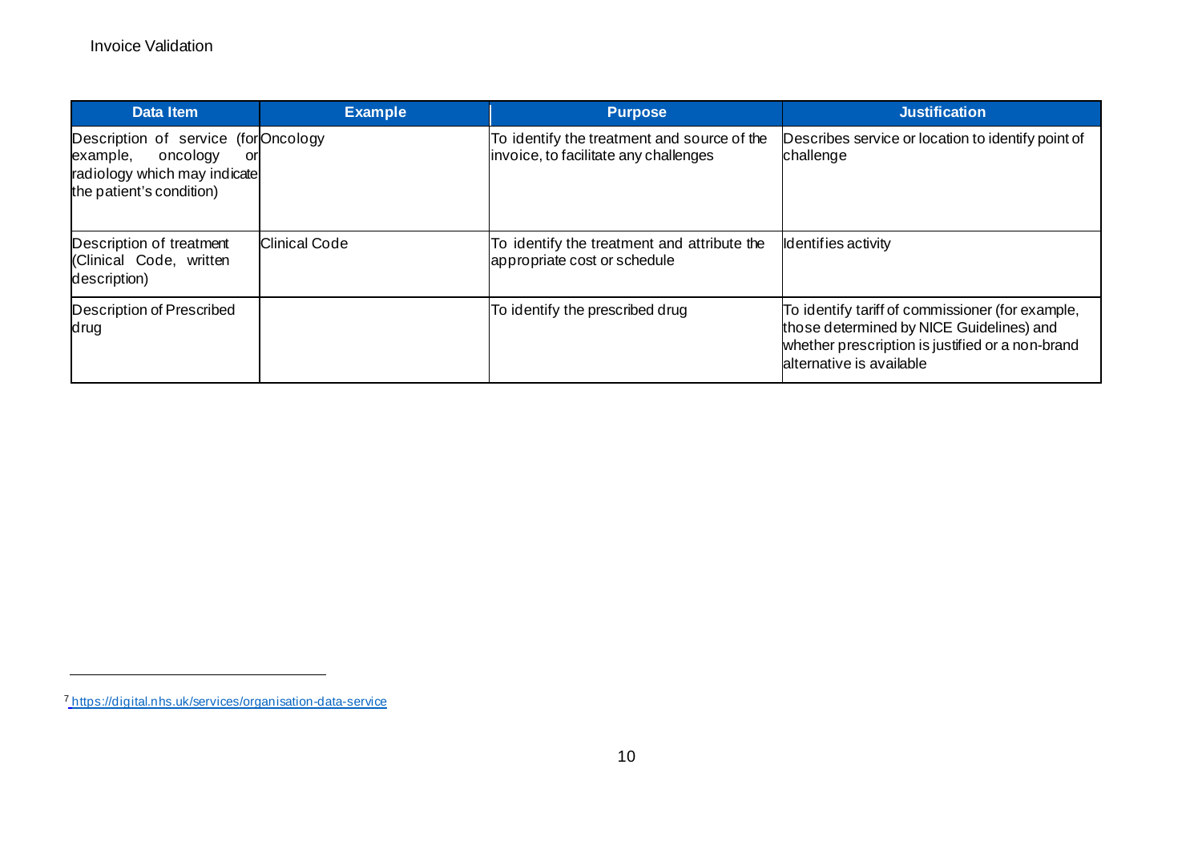| Data Item | Example | Purpose | Justification |
|---|---|---|---|
| Description of service (for example, oncology or radiology which may indicate the patient's condition) | Oncology | To identify the treatment and source of the invoice, to facilitate any challenges | Describes service or location to identify point of challenge |
| Description of treatment (Clinical Code, written description) | Clinical Code | To identify the treatment and attribute the appropriate cost or schedule | Identifies activity |
| Description of Prescribed drug | | To identify the prescribed drug | To identify tariff of commissioner (for example, those determined by NICE Guidelines) and whether prescription is justified or a non-brand alternative is available |

[7] https://digital.nhs.uk/services/organisation-data-service